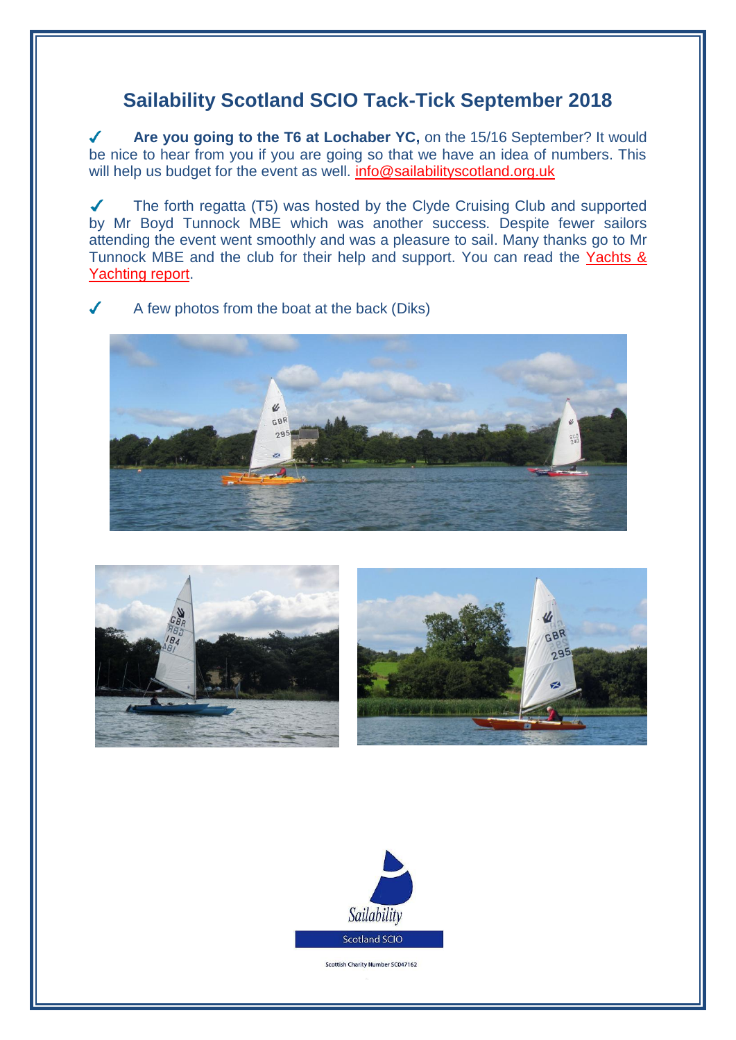# Sailability Scotland SCIO Tack-Tick September 2018

✓ **Are you going to the T6 at Lochaber YC,** on the 15/16 September? It would be nice to hear from you if you are going so that we have an idea of numbers. This will help us budget for the event as well. info@sailabilityscotland.org.uk

✓ The forth regatta (T5) was hosted by the Clyde Cruising Club and supported by Mr Boyd Tunnock MBE which was another success. Despite fewer sailors attending the event went smoothly and was a pleasure to sail. Many thanks go to Mr Tunnock MBE and the club for their help and support. You can read the Yachts & Yachting report.

✓ A few photos from the boat at the back (Diks)

Sailability

Scotland SCIO

Scottish Charity Number SC047162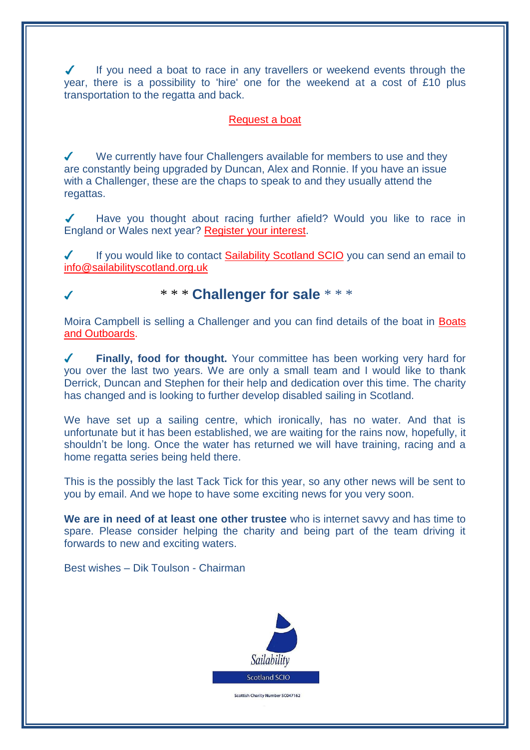✓ If you need a boat to race in any travellers or weekend events through the year, there is a possibility to 'hire' one for the weekend at a cost of £10 plus transportation to the regatta and back.

Request a boat

✓ We currently have four Challengers available for members to use and they are constantly being upgraded by Duncan, Alex and Ronnie. If you have an issue with a Challenger, these are the chaps to speak to and they usually attend the regattas.

✓ Have you thought about racing further afield? Would you like to race in England or Wales next year? Register your interest.

✓ If you would like to contact Sailability Scotland SCIO you can send an email to info@sailabilityscotland.org.uk

## ✓ * * * Challenger for sale * * *

Moira Campbell is selling a Challenger and you can find details of the boat in Boats and Outboards.

✓ **Finally, food for thought.** Your committee has been working very hard for you over the last two years. We are only a small team and I would like to thank Derrick, Duncan and Stephen for their help and dedication over this time. The charity has changed and is looking to further develop disabled sailing in Scotland.

We have set up a sailing centre, which ironically, has no water. And that is unfortunate but it has been established, we are waiting for the rains now, hopefully, it shouldn't be long. Once the water has returned we will have training, racing and a home regatta series being held there.

This is the possibly the last Tack Tick for this year, so any other news will be sent to you by email. And we hope to have some exciting news for you very soon.

**We are in need of at least one other trustee** who is internet savvy and has time to spare. Please consider helping the charity and being part of the team driving it forwards to new and exciting waters.

Best wishes – Dik Toulson - Chairman

Sailability

Scotland SCIO

Scottish Charity Number SC047162